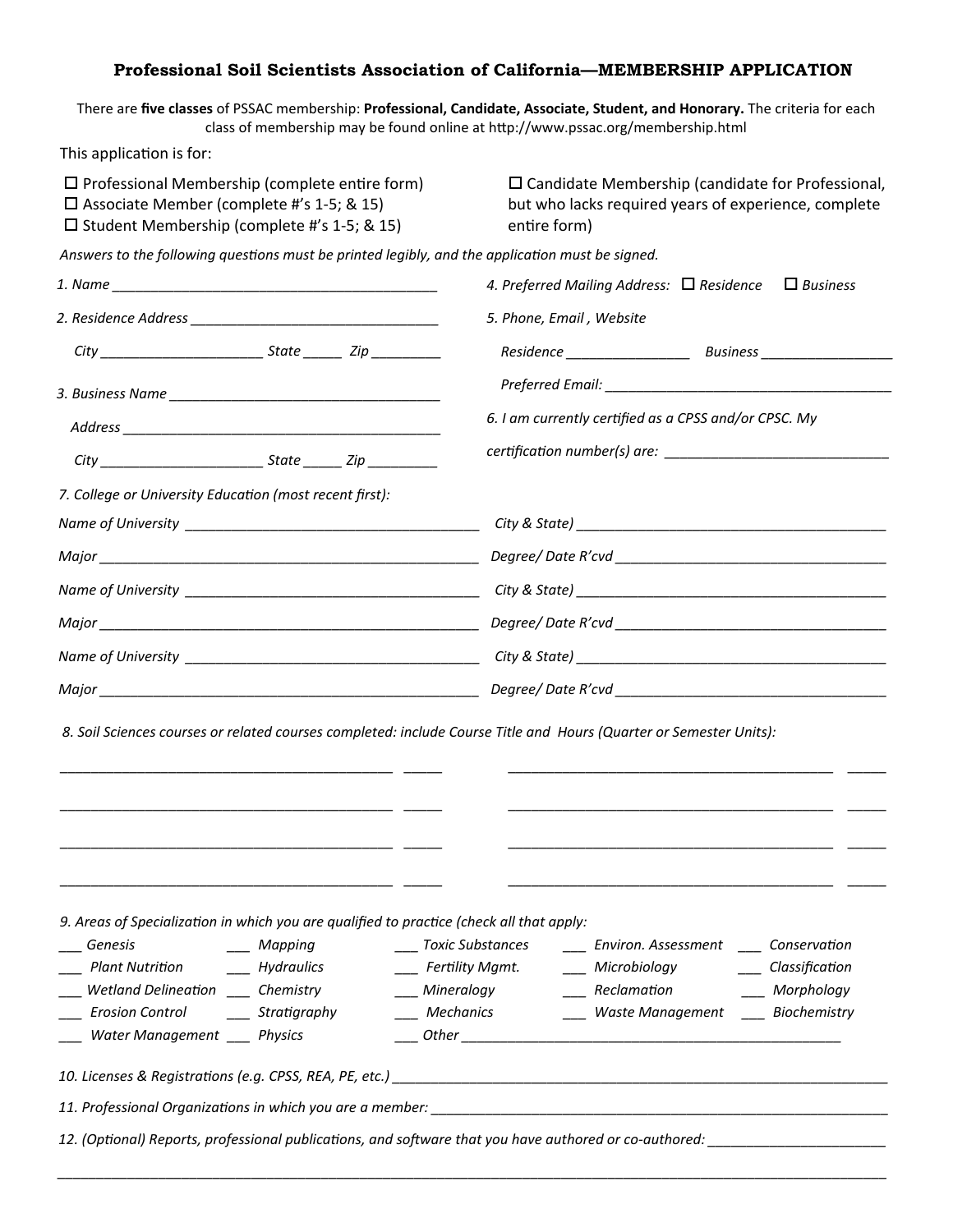# Professional Soil Scientists Association of California—MEMBERSHIP APPLICATION

There are **five classes** of PSSAC membership: **Professional, Candidate, Associate, Student, and Honorary.** The criteria for each class of membership may be found online at http://www.pssac.org/membership.html

This application is for:

- ☐ Professional Membership (complete entire form)
- ☐ Associate Member (complete #'s 1-5; & 15)
- ☐ Student Membership (complete #'s 1-5; & 15)
- ☐ Candidate Membership (candidate for Professional, but who lacks required years of experience, complete entire form)

*Answers to the following questions must be printed legibly, and the application must be signed.*

*1. Name* ___________________________________________

*2. Residence Address* _________________________________

*City* _____________________ *State* _____ *Zip* _________

*3. Business Name* ____________________________________

*Address* ___________________________________________

*City* _____________________ *State* _____ *Zip* _________

*4. Preferred Mailing Address:* ☐ *Residence* ☐ *Business*

*5. Phone, Email , Website*

*Residence* ________________ *Business* _________________

*Preferred Email:* ______________________________________

*6. I am currently certified as a CPSS and/or CPSC. My certification number(s) are:* ______________________________

*7. College or University Education (most recent first):*

*Name of University* _______________________________________ *City & State)* ___________________________________________

*Major* ___________________________________________________ *Degree/ Date R'cvd* ____________________________________

*Name of University* _______________________________________ *City & State)* ___________________________________________

*Major* ___________________________________________________ *Degree/ Date R'cvd* ____________________________________

*Name of University* _______________________________________ *City & State)* ___________________________________________

*Major* ___________________________________________________ *Degree/ Date R'cvd* ____________________________________

*8. Soil Sciences courses or related courses completed: include Course Title and Hours (Quarter or Semester Units):*

___________________________________________ _____ ___________________________________________ _____

___________________________________________ _____ ___________________________________________ _____

___________________________________________ _____ ___________________________________________ _____

___________________________________________ _____ ___________________________________________ _____

*9. Areas of Specialization in which you are qualified to practice (check all that apply:*

| | | | | |
|---|---|---|---|---|
| ___ *Genesis* | ___ *Mapping* | ___ *Toxic Substances* | ___ *Environ. Assessment* | ___ *Conservation* |
| ___ *Plant Nutrition* | ___ *Hydraulics* | ___ *Fertility Mgmt.* | ___ *Microbiology* | ___ *Classification* |
| ___ *Wetland Delineation* | ___ *Chemistry* | ___ *Mineralogy* | ___ *Reclamation* | ___ *Morphology* |
| ___ *Erosion Control* | ___ *Stratigraphy* | ___ *Mechanics* | ___ *Waste Management* | ___ *Biochemistry* |
| ___ *Water Management* | ___ *Physics* | ___ *Other* ___________________ | | |

*10. Licenses & Registrations (e.g. CPSS, REA, PE, etc.)* ______________________________________________________________

*11. Professional Organizations in which you are a member:* ______________________________________________________

*12. (Optional) Reports, professional publications, and software that you have authored or co-authored:* ______________________

_____________________________________________________________________________________________________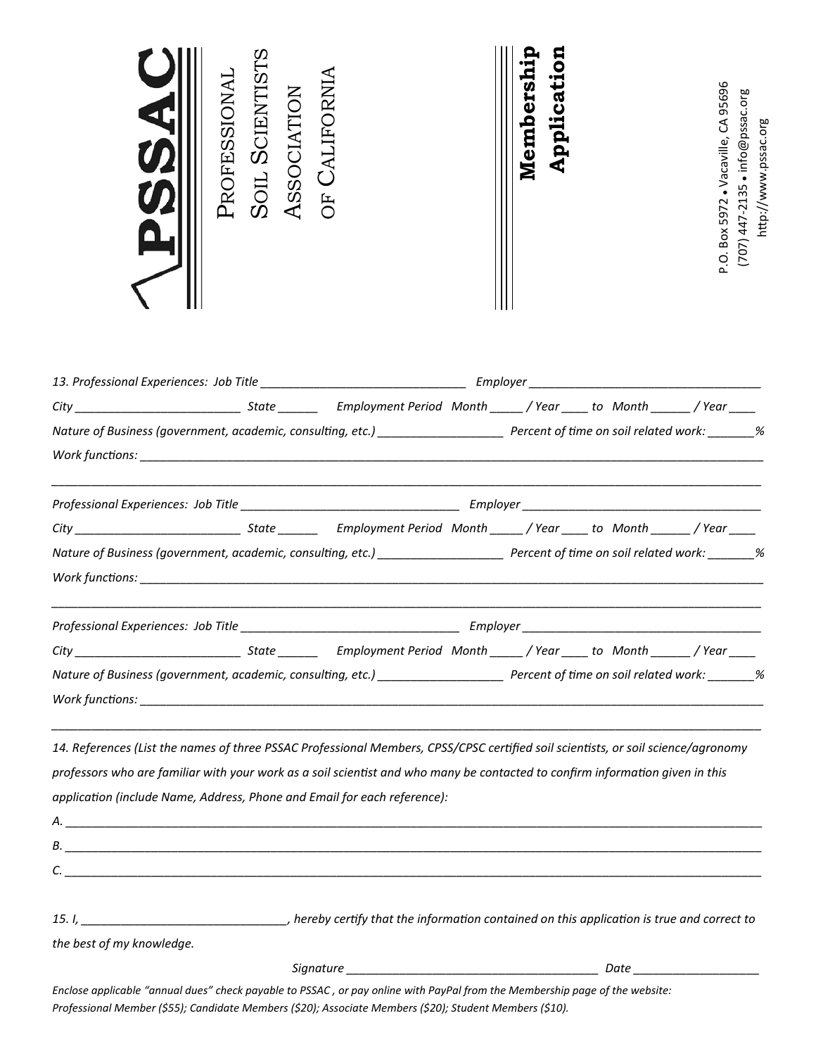# PSSAC

PROFESSIONAL SOIL SCIENTISTS ASSOCIATION OF CALIFORNIA

**Membership Application**

P.O. Box 5972 • Vacaville, CA 95696
(707) 447-2135 • info@pssac.org
http://www.pssac.org

*13. Professional Experiences: Job Title ______________________________ Employer __________________________________*

*City _________________________ State ______ Employment Period Month _____ / Year ____ to Month ______ / Year ____*

*Nature of Business (government, academic, consulting, etc.) __________________ Percent of time on soil related work: _______%*

*Work functions: _______________________________________________________________________________________________*

_______________________________________________________________________________________________________________

*Professional Experiences: Job Title ________________________________ Employer ___________________________________*

*City _________________________ State ______ Employment Period Month _____ / Year ____ to Month ______ / Year ____*

*Nature of Business (government, academic, consulting, etc.) __________________ Percent of time on soil related work: _______%*

*Work functions: _______________________________________________________________________________________________*

_______________________________________________________________________________________________________________

*Professional Experiences: Job Title ________________________________ Employer ___________________________________*

*City _________________________ State ______ Employment Period Month _____ / Year ____ to Month ______ / Year ____*

*Nature of Business (government, academic, consulting, etc.) __________________ Percent of time on soil related work: _______%*

*Work functions: _______________________________________________________________________________________________*

_______________________________________________________________________________________________________________

*14. References (List the names of three PSSAC Professional Members, CPSS/CPSC certified soil scientists, or soil science/agronomy professors who are familiar with your work as a soil scientist and who many be contacted to confirm information given in this application (include Name, Address, Phone and Email for each reference):*

*A. ____________________________________________________________________________________________________________*

*B. ____________________________________________________________________________________________________________*

*C. ____________________________________________________________________________________________________________*

*15. I, _______________________________, hereby certify that the information contained on this application is true and correct to the best of my knowledge.*

*Signature ______________________________________ Date ___________________*

*Enclose applicable "annual dues" check payable to PSSAC , or pay online with PayPal from the Membership page of the website: Professional Member ($55); Candidate Members ($20); Associate Members ($20); Student Members ($10).*